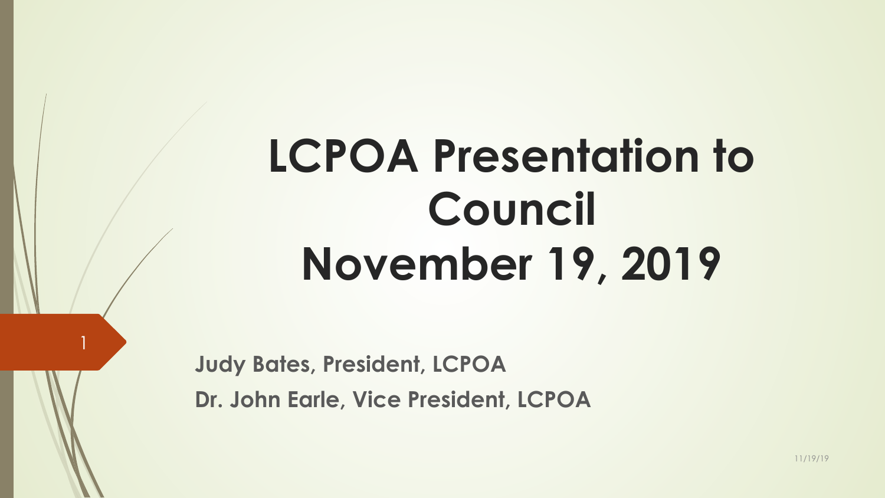# LCPOA Presentation to Council November 19, 2019

**Judy Bates, President, LCPOA**

**Dr. John Earle, Vice President, LCPOA**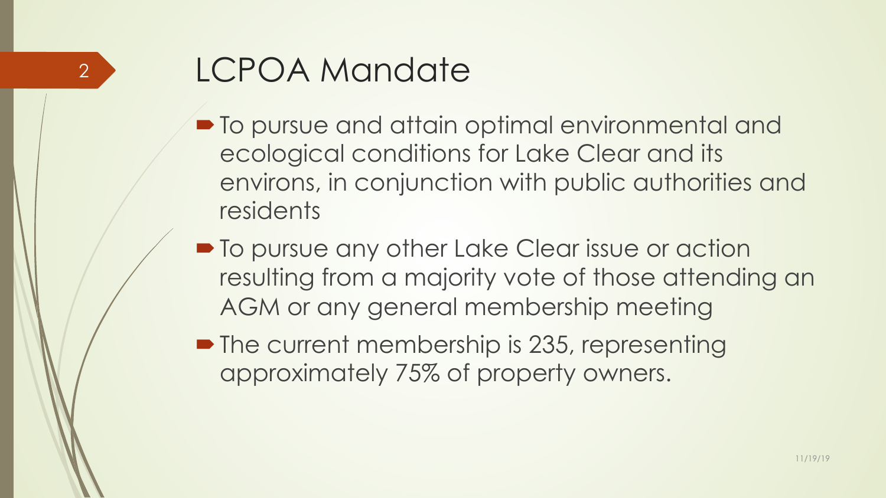# LCPOA Mandate

- To pursue and attain optimal environmental and ecological conditions for Lake Clear and its environs, in conjunction with public authorities and residents
- To pursue any other Lake Clear issue or action resulting from a majority vote of those attending an AGM or any general membership meeting
- The current membership is 235, representing approximately 75% of property owners.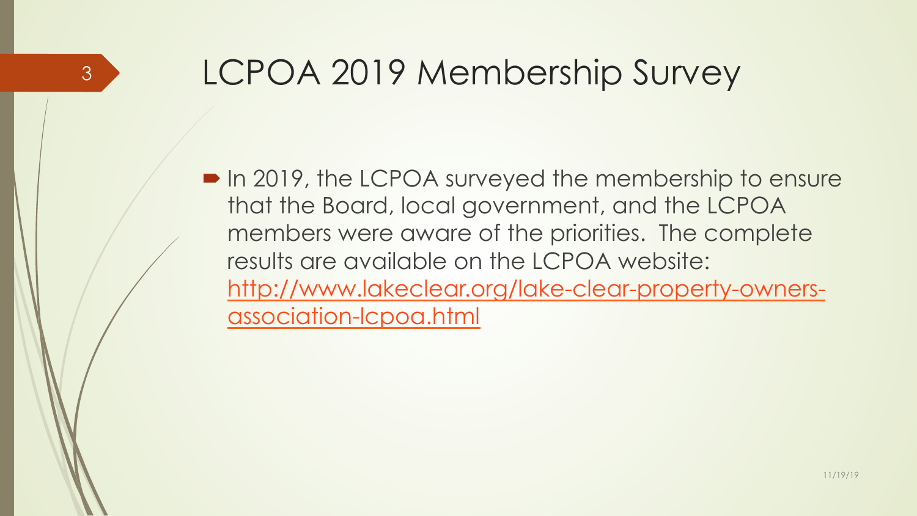# LCPOA 2019 Membership Survey

- In 2019, the LCPOA surveyed the membership to ensure that the Board, local government, and the LCPOA members were aware of the priorities. The complete results are available on the LCPOA website: [http://www.lakeclear.org/lake-clear-property-owners-association-lcpoa.html](http://www.lakeclear.org/lake-clear-property-owners-association-lcpoa.html)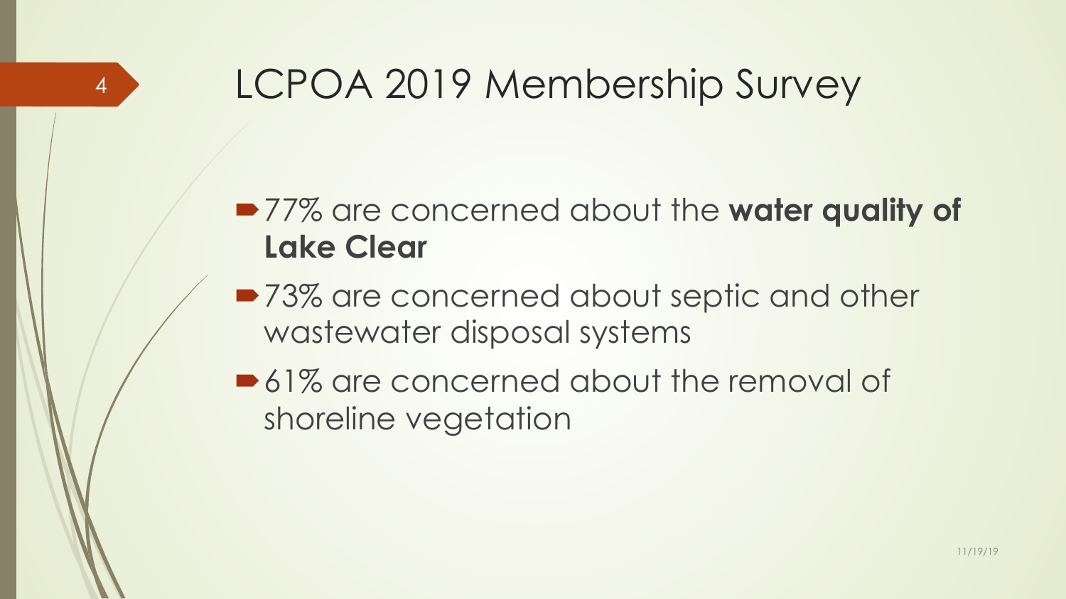# LCPOA 2019 Membership Survey

- 77% are concerned about the **water quality of Lake Clear**
- 73% are concerned about septic and other wastewater disposal systems
- 61% are concerned about the removal of shoreline vegetation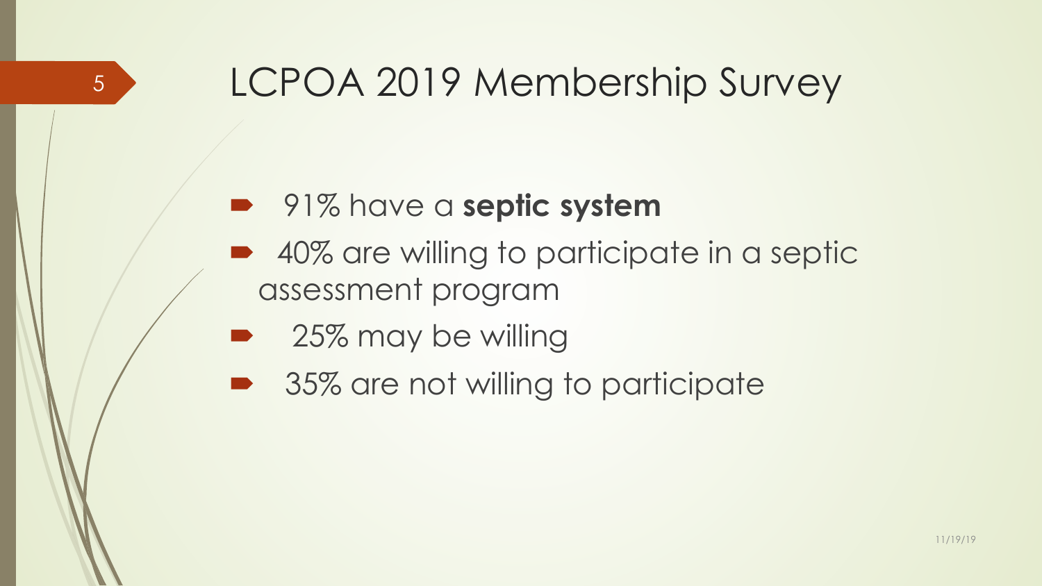# LCPOA 2019 Membership Survey

- 91% have a **septic system**
- 40% are willing to participate in a septic assessment program
- 25% may be willing
- 35% are not willing to participate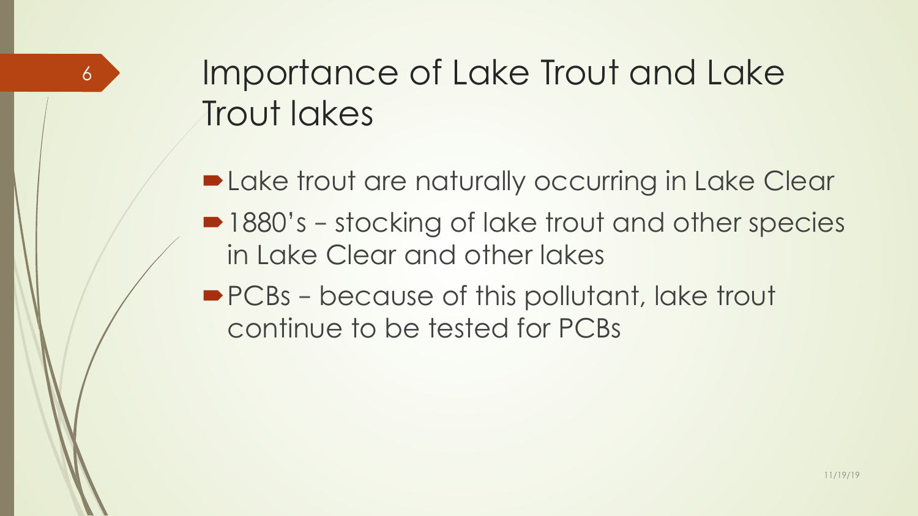# Importance of Lake Trout and Lake Trout lakes

- Lake trout are naturally occurring in Lake Clear
- 1880's – stocking of lake trout and other species in Lake Clear and other lakes
- PCBs – because of this pollutant, lake trout continue to be tested for PCBs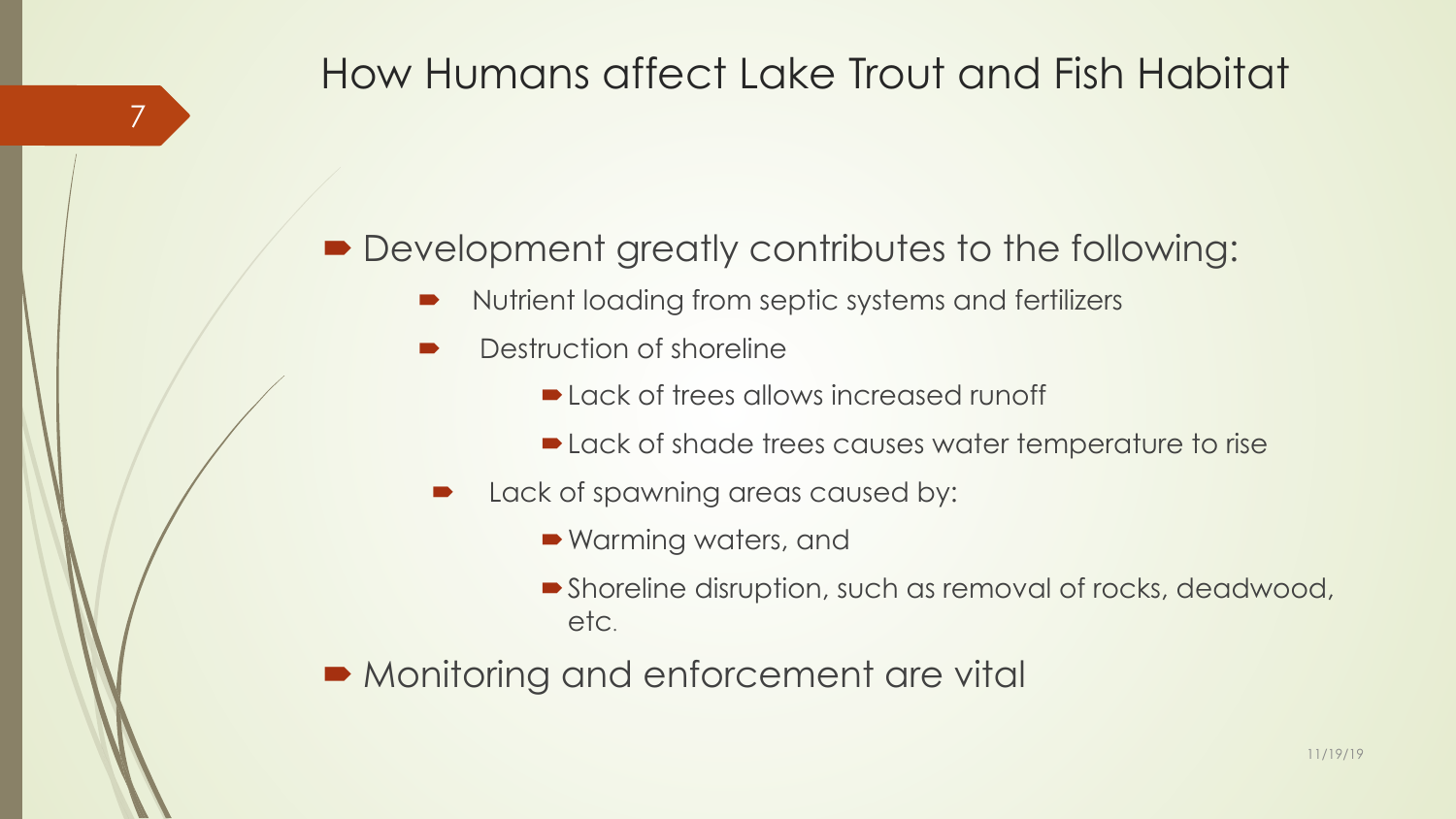# How Humans affect Lake Trout and Fish Habitat

- Development greatly contributes to the following:
  - Nutrient loading from septic systems and fertilizers
  - Destruction of shoreline
    - Lack of trees allows increased runoff
    - Lack of shade trees causes water temperature to rise
  - Lack of spawning areas caused by:
    - Warming waters, and
    - Shoreline disruption, such as removal of rocks, deadwood, etc.
- Monitoring and enforcement are vital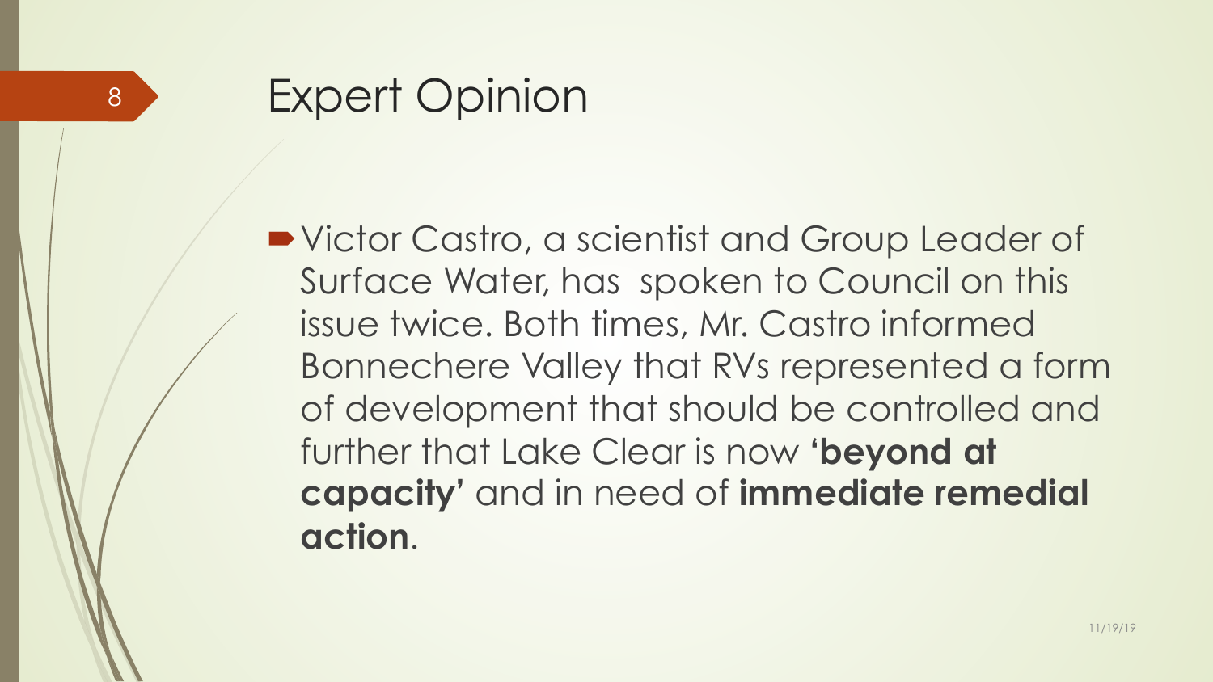# Expert Opinion

- Victor Castro, a scientist and Group Leader of Surface Water, has spoken to Council on this issue twice. Both times, Mr. Castro informed Bonnechere Valley that RVs represented a form of development that should be controlled and further that Lake Clear is now **'beyond at capacity'** and in need of **immediate remedial action**.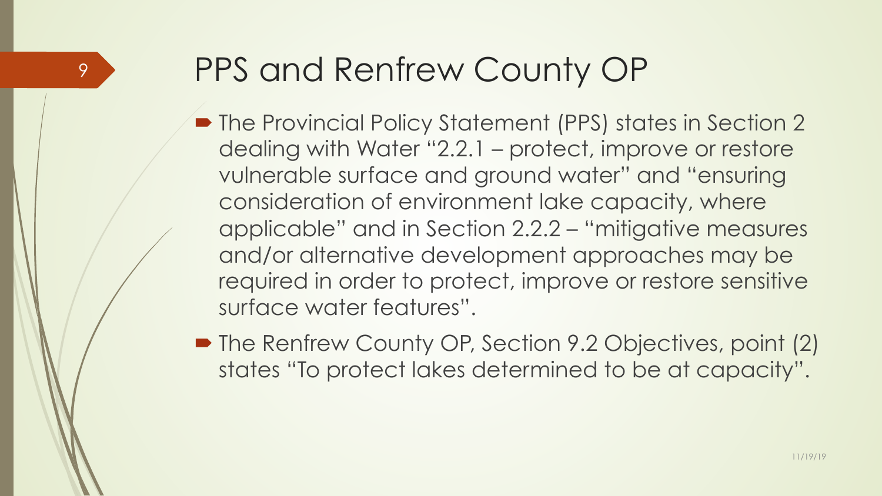# PPS and Renfrew County OP

- The Provincial Policy Statement (PPS) states in Section 2 dealing with Water "2.2.1 – protect, improve or restore vulnerable surface and ground water" and "ensuring consideration of environment lake capacity, where applicable" and in Section 2.2.2 – "mitigative measures and/or alternative development approaches may be required in order to protect, improve or restore sensitive surface water features".
- The Renfrew County OP, Section 9.2 Objectives, point (2) states "To protect lakes determined to be at capacity".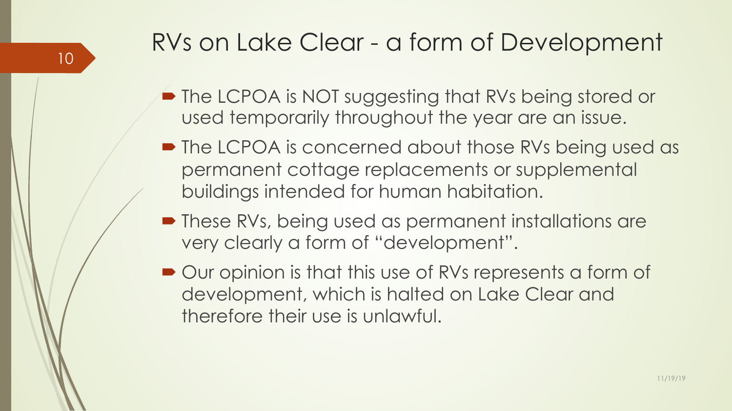# RVs on Lake Clear - a form of Development

- The LCPOA is NOT suggesting that RVs being stored or used temporarily throughout the year are an issue.
- The LCPOA is concerned about those RVs being used as permanent cottage replacements or supplemental buildings intended for human habitation.
- These RVs, being used as permanent installations are very clearly a form of "development".
- Our opinion is that this use of RVs represents a form of development, which is halted on Lake Clear and therefore their use is unlawful.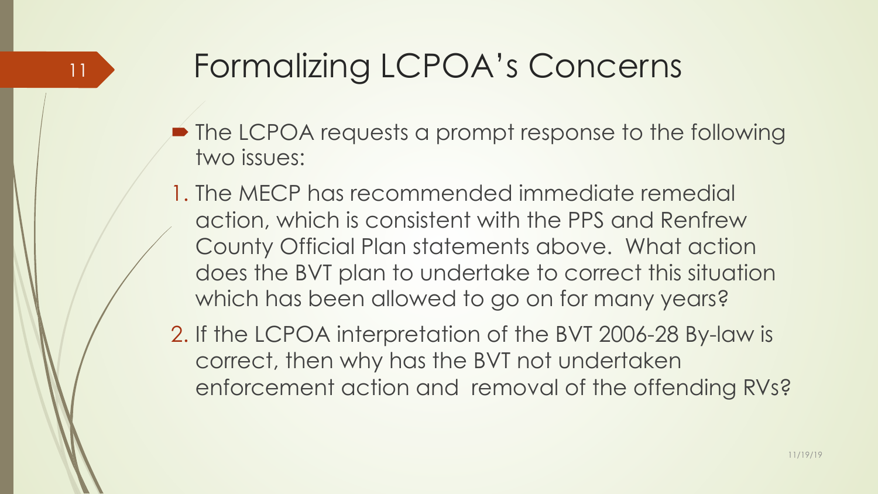# Formalizing LCPOA's Concerns

- The LCPOA requests a prompt response to the following two issues:

1. The MECP has recommended immediate remedial action, which is consistent with the PPS and Renfrew County Official Plan statements above. What action does the BVT plan to undertake to correct this situation which has been allowed to go on for many years?
2. If the LCPOA interpretation of the BVT 2006-28 By-law is correct, then why has the BVT not undertaken enforcement action and removal of the offending RVs?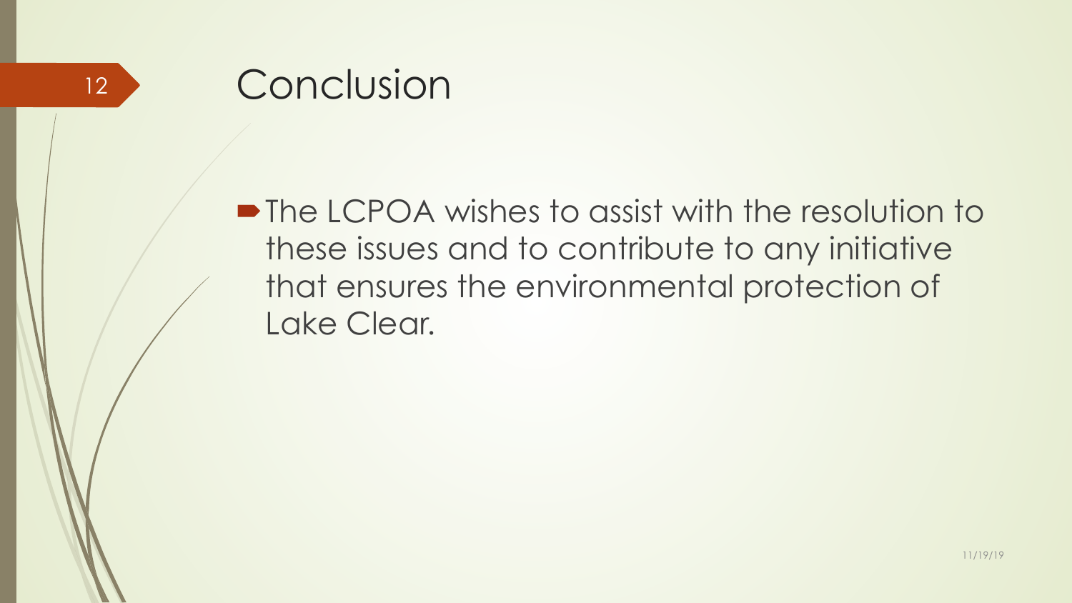# Conclusion

- The LCPOA wishes to assist with the resolution to these issues and to contribute to any initiative that ensures the environmental protection of Lake Clear.